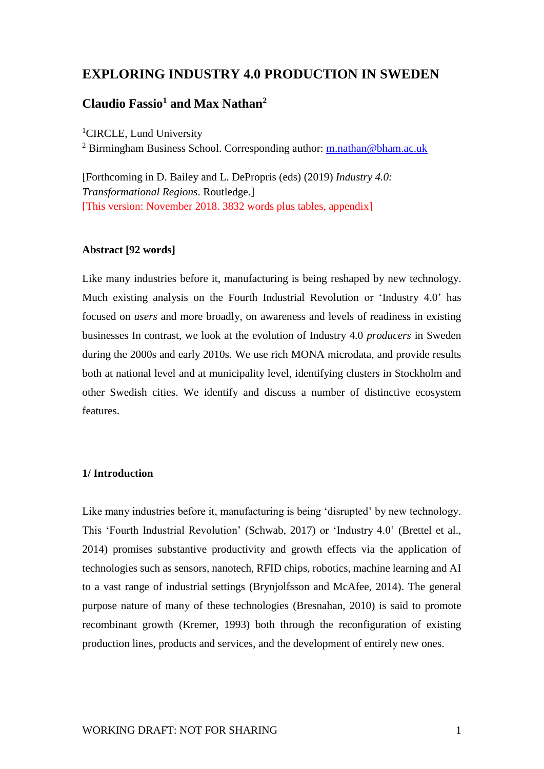# EXPLORING INDUSTRY 4.0 PRODUCTION IN SWEDEN

## Claudio Fassio[1] and Max Nathan[2]

[1]CIRCLE, Lund University

[2] Birmingham Business School. Corresponding author: m.nathan@bham.ac.uk

[Forthcoming in D. Bailey and L. DePropris (eds) (2019) *Industry 4.0: Transformational Regions*. Routledge.]

[This version: November 2018. 3832 words plus tables, appendix]

**Abstract [92 words]**

Like many industries before it, manufacturing is being reshaped by new technology. Much existing analysis on the Fourth Industrial Revolution or 'Industry 4.0' has focused on *users* and more broadly, on awareness and levels of readiness in existing businesses In contrast, we look at the evolution of Industry 4.0 *producers* in Sweden during the 2000s and early 2010s. We use rich MONA microdata, and provide results both at national level and at municipality level, identifying clusters in Stockholm and other Swedish cities. We identify and discuss a number of distinctive ecosystem features.

**1/ Introduction**

Like many industries before it, manufacturing is being 'disrupted' by new technology. This 'Fourth Industrial Revolution' (Schwab, 2017) or 'Industry 4.0' (Brettel et al., 2014) promises substantive productivity and growth effects via the application of technologies such as sensors, nanotech, RFID chips, robotics, machine learning and AI to a vast range of industrial settings (Brynjolfsson and McAfee, 2014). The general purpose nature of many of these technologies (Bresnahan, 2010) is said to promote recombinant growth (Kremer, 1993) both through the reconfiguration of existing production lines, products and services, and the development of entirely new ones.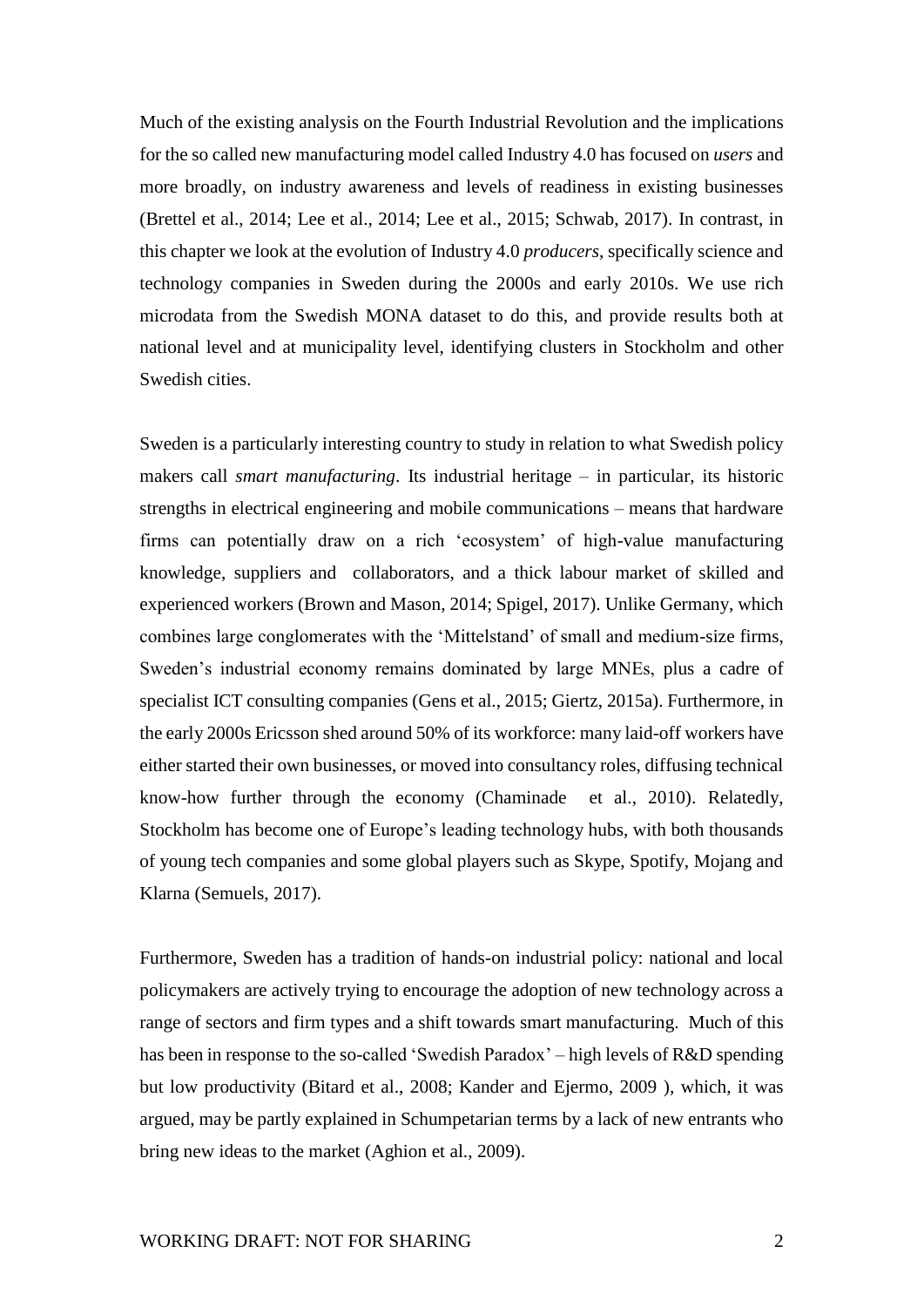Much of the existing analysis on the Fourth Industrial Revolution and the implications for the so called new manufacturing model called Industry 4.0 has focused on *users* and more broadly, on industry awareness and levels of readiness in existing businesses (Brettel et al., 2014; Lee et al., 2014; Lee et al., 2015; Schwab, 2017). In contrast, in this chapter we look at the evolution of Industry 4.0 *producers*, specifically science and technology companies in Sweden during the 2000s and early 2010s. We use rich microdata from the Swedish MONA dataset to do this, and provide results both at national level and at municipality level, identifying clusters in Stockholm and other Swedish cities.

Sweden is a particularly interesting country to study in relation to what Swedish policy makers call *smart manufacturing*. Its industrial heritage – in particular, its historic strengths in electrical engineering and mobile communications – means that hardware firms can potentially draw on a rich 'ecosystem' of high-value manufacturing knowledge, suppliers and collaborators, and a thick labour market of skilled and experienced workers (Brown and Mason, 2014; Spigel, 2017). Unlike Germany, which combines large conglomerates with the 'Mittelstand' of small and medium-size firms, Sweden's industrial economy remains dominated by large MNEs, plus a cadre of specialist ICT consulting companies (Gens et al., 2015; Giertz, 2015a). Furthermore, in the early 2000s Ericsson shed around 50% of its workforce: many laid-off workers have either started their own businesses, or moved into consultancy roles, diffusing technical know-how further through the economy (Chaminade et al., 2010). Relatedly, Stockholm has become one of Europe's leading technology hubs, with both thousands of young tech companies and some global players such as Skype, Spotify, Mojang and Klarna (Semuels, 2017).

Furthermore, Sweden has a tradition of hands-on industrial policy: national and local policymakers are actively trying to encourage the adoption of new technology across a range of sectors and firm types and a shift towards smart manufacturing. Much of this has been in response to the so-called 'Swedish Paradox' – high levels of R&D spending but low productivity (Bitard et al., 2008; Kander and Ejermo, 2009 ), which, it was argued, may be partly explained in Schumpetarian terms by a lack of new entrants who bring new ideas to the market (Aghion et al., 2009).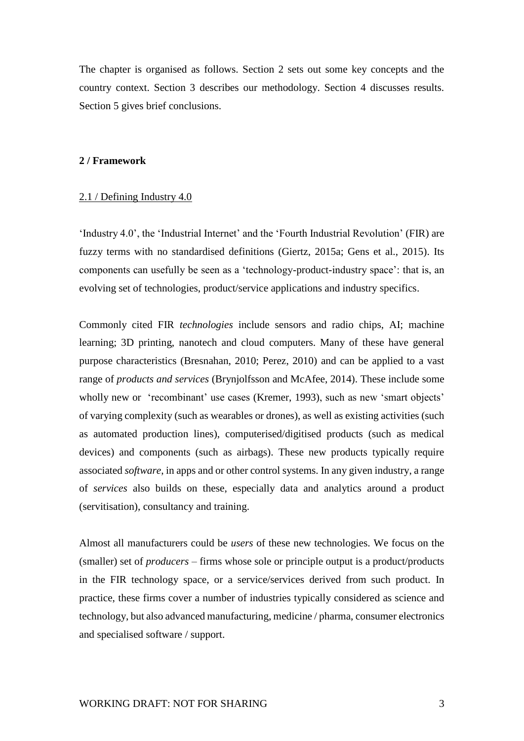The chapter is organised as follows. Section 2 sets out some key concepts and the country context. Section 3 describes our methodology. Section 4 discusses results. Section 5 gives brief conclusions.

## 2 / Framework

### 2.1 / Defining Industry 4.0

'Industry 4.0', the 'Industrial Internet' and the 'Fourth Industrial Revolution' (FIR) are fuzzy terms with no standardised definitions (Giertz, 2015a; Gens et al., 2015). Its components can usefully be seen as a 'technology-product-industry space': that is, an evolving set of technologies, product/service applications and industry specifics.

Commonly cited FIR *technologies* include sensors and radio chips, AI; machine learning; 3D printing, nanotech and cloud computers. Many of these have general purpose characteristics (Bresnahan, 2010; Perez, 2010) and can be applied to a vast range of *products and services* (Brynjolfsson and McAfee, 2014). These include some wholly new or 'recombinant' use cases (Kremer, 1993), such as new 'smart objects' of varying complexity (such as wearables or drones), as well as existing activities (such as automated production lines), computerised/digitised products (such as medical devices) and components (such as airbags). These new products typically require associated *software*, in apps and or other control systems. In any given industry, a range of *services* also builds on these, especially data and analytics around a product (servitisation), consultancy and training.

Almost all manufacturers could be *users* of these new technologies. We focus on the (smaller) set of *producers* – firms whose sole or principle output is a product/products in the FIR technology space, or a service/services derived from such product. In practice, these firms cover a number of industries typically considered as science and technology, but also advanced manufacturing, medicine / pharma, consumer electronics and specialised software / support.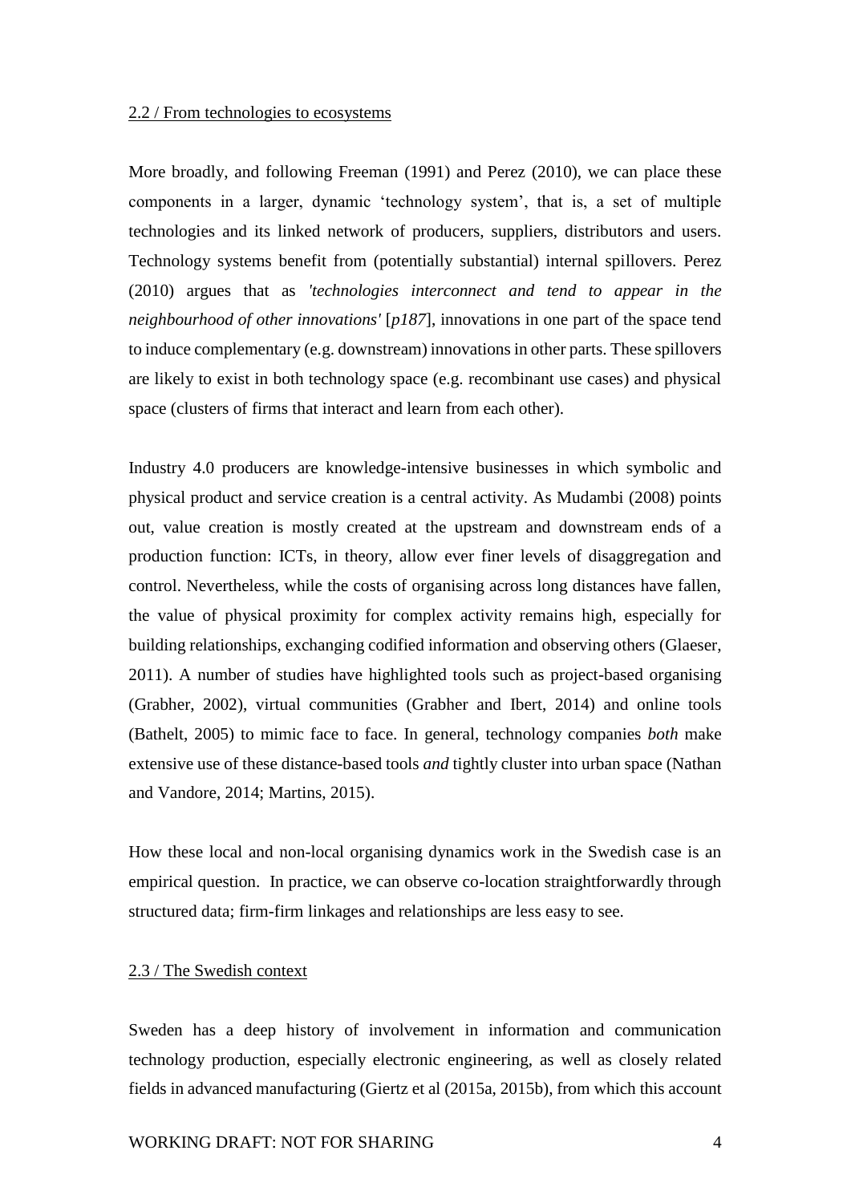## 2.2 / From technologies to ecosystems

More broadly, and following Freeman (1991) and Perez (2010), we can place these components in a larger, dynamic 'technology system', that is, a set of multiple technologies and its linked network of producers, suppliers, distributors and users. Technology systems benefit from (potentially substantial) internal spillovers. Perez (2010) argues that as *'technologies interconnect and tend to appear in the neighbourhood of other innovations'* [*p187*], innovations in one part of the space tend to induce complementary (e.g. downstream) innovations in other parts. These spillovers are likely to exist in both technology space (e.g. recombinant use cases) and physical space (clusters of firms that interact and learn from each other).

Industry 4.0 producers are knowledge-intensive businesses in which symbolic and physical product and service creation is a central activity. As Mudambi (2008) points out, value creation is mostly created at the upstream and downstream ends of a production function: ICTs, in theory, allow ever finer levels of disaggregation and control. Nevertheless, while the costs of organising across long distances have fallen, the value of physical proximity for complex activity remains high, especially for building relationships, exchanging codified information and observing others (Glaeser, 2011). A number of studies have highlighted tools such as project-based organising (Grabher, 2002), virtual communities (Grabher and Ibert, 2014) and online tools (Bathelt, 2005) to mimic face to face. In general, technology companies *both* make extensive use of these distance-based tools *and* tightly cluster into urban space (Nathan and Vandore, 2014; Martins, 2015).

How these local and non-local organising dynamics work in the Swedish case is an empirical question. In practice, we can observe co-location straightforwardly through structured data; firm-firm linkages and relationships are less easy to see.

## 2.3 / The Swedish context

Sweden has a deep history of involvement in information and communication technology production, especially electronic engineering, as well as closely related fields in advanced manufacturing (Giertz et al (2015a, 2015b), from which this account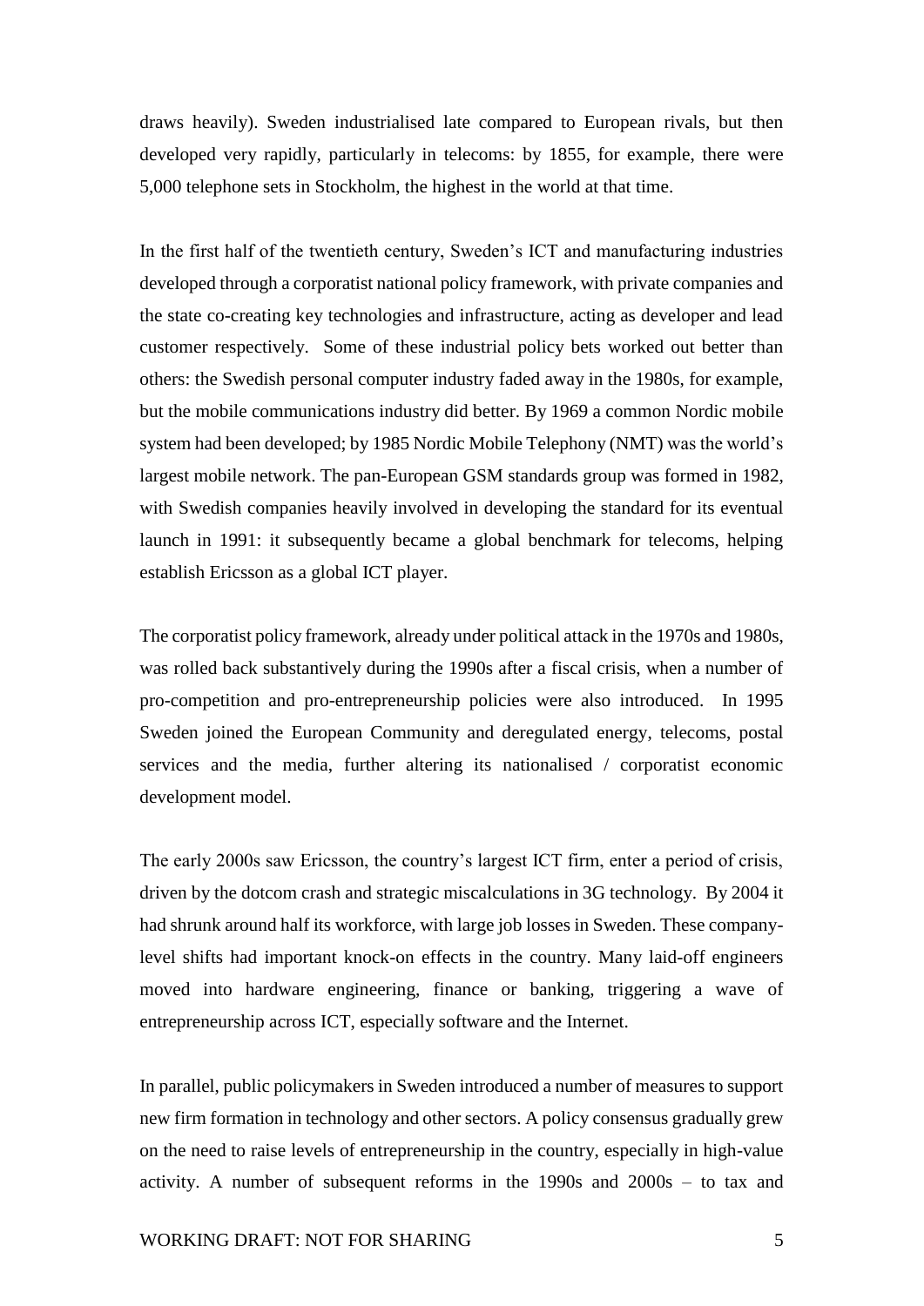draws heavily). Sweden industrialised late compared to European rivals, but then developed very rapidly, particularly in telecoms: by 1855, for example, there were 5,000 telephone sets in Stockholm, the highest in the world at that time.

In the first half of the twentieth century, Sweden's ICT and manufacturing industries developed through a corporatist national policy framework, with private companies and the state co-creating key technologies and infrastructure, acting as developer and lead customer respectively. Some of these industrial policy bets worked out better than others: the Swedish personal computer industry faded away in the 1980s, for example, but the mobile communications industry did better. By 1969 a common Nordic mobile system had been developed; by 1985 Nordic Mobile Telephony (NMT) was the world's largest mobile network. The pan-European GSM standards group was formed in 1982, with Swedish companies heavily involved in developing the standard for its eventual launch in 1991: it subsequently became a global benchmark for telecoms, helping establish Ericsson as a global ICT player.

The corporatist policy framework, already under political attack in the 1970s and 1980s, was rolled back substantively during the 1990s after a fiscal crisis, when a number of pro-competition and pro-entrepreneurship policies were also introduced. In 1995 Sweden joined the European Community and deregulated energy, telecoms, postal services and the media, further altering its nationalised / corporatist economic development model.

The early 2000s saw Ericsson, the country's largest ICT firm, enter a period of crisis, driven by the dotcom crash and strategic miscalculations in 3G technology. By 2004 it had shrunk around half its workforce, with large job losses in Sweden. These company-level shifts had important knock-on effects in the country. Many laid-off engineers moved into hardware engineering, finance or banking, triggering a wave of entrepreneurship across ICT, especially software and the Internet.

In parallel, public policymakers in Sweden introduced a number of measures to support new firm formation in technology and other sectors. A policy consensus gradually grew on the need to raise levels of entrepreneurship in the country, especially in high-value activity. A number of subsequent reforms in the 1990s and 2000s – to tax and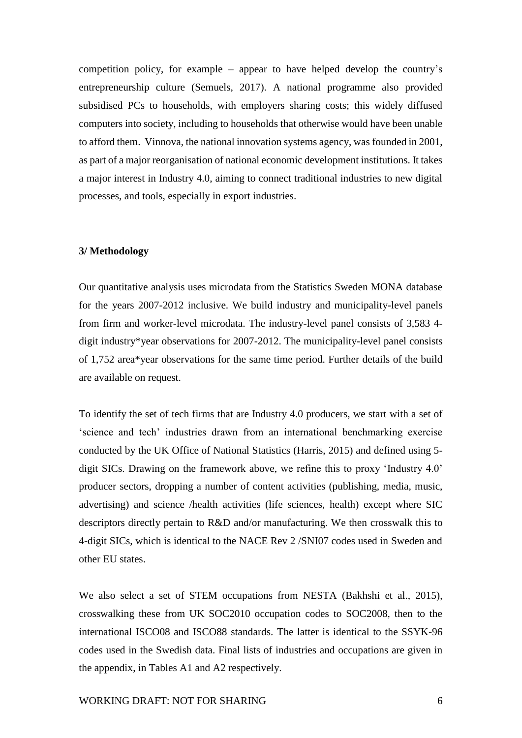competition policy, for example – appear to have helped develop the country's entrepreneurship culture (Semuels, 2017). A national programme also provided subsidised PCs to households, with employers sharing costs; this widely diffused computers into society, including to households that otherwise would have been unable to afford them. Vinnova, the national innovation systems agency, was founded in 2001, as part of a major reorganisation of national economic development institutions. It takes a major interest in Industry 4.0, aiming to connect traditional industries to new digital processes, and tools, especially in export industries.

## 3/ Methodology

Our quantitative analysis uses microdata from the Statistics Sweden MONA database for the years 2007-2012 inclusive. We build industry and municipality-level panels from firm and worker-level microdata. The industry-level panel consists of 3,583 4-digit industry*year observations for 2007-2012. The municipality-level panel consists of 1,752 area*year observations for the same time period. Further details of the build are available on request.

To identify the set of tech firms that are Industry 4.0 producers, we start with a set of 'science and tech' industries drawn from an international benchmarking exercise conducted by the UK Office of National Statistics (Harris, 2015) and defined using 5-digit SICs. Drawing on the framework above, we refine this to proxy 'Industry 4.0' producer sectors, dropping a number of content activities (publishing, media, music, advertising) and science /health activities (life sciences, health) except where SIC descriptors directly pertain to R&D and/or manufacturing. We then crosswalk this to 4-digit SICs, which is identical to the NACE Rev 2 /SNI07 codes used in Sweden and other EU states.

We also select a set of STEM occupations from NESTA (Bakhshi et al., 2015), crosswalking these from UK SOC2010 occupation codes to SOC2008, then to the international ISCO08 and ISCO88 standards. The latter is identical to the SSYK-96 codes used in the Swedish data. Final lists of industries and occupations are given in the appendix, in Tables A1 and A2 respectively.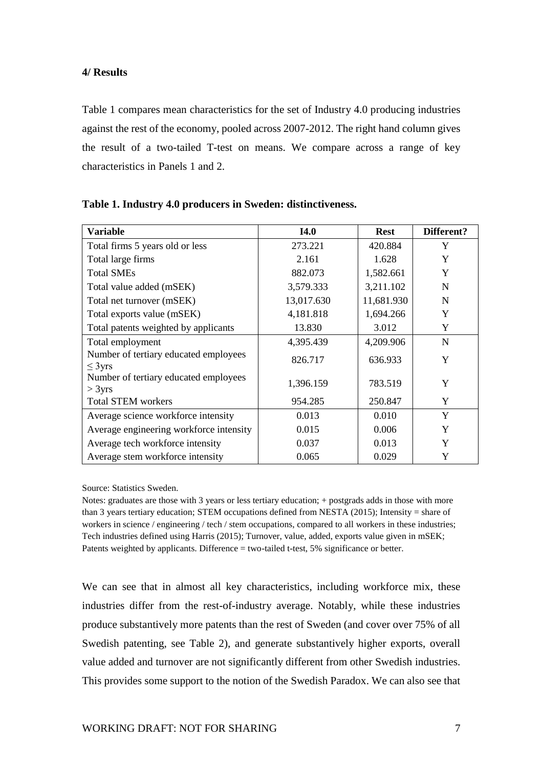**4/ Results**

Table 1 compares mean characteristics for the set of Industry 4.0 producing industries against the rest of the economy, pooled across 2007-2012. The right hand column gives the result of a two-tailed T-test on means. We compare across a range of key characteristics in Panels 1 and 2.

**Table 1. Industry 4.0 producers in Sweden: distinctiveness.**

| Variable | I4.0 | Rest | Different? |
|---|---|---|---|
| Total firms 5 years old or less | 273.221 | 420.884 | Y |
| Total large firms | 2.161 | 1.628 | Y |
| Total SMEs | 882.073 | 1,582.661 | Y |
| Total value added (mSEK) | 3,579.333 | 3,211.102 | N |
| Total net turnover (mSEK) | 13,017.630 | 11,681.930 | N |
| Total exports value (mSEK) | 4,181.818 | 1,694.266 | Y |
| Total patents weighted by applicants | 13.830 | 3.012 | Y |
| Total employment | 4,395.439 | 4,209.906 | N |
| Number of tertiary educated employees $\leq$ 3yrs | 826.717 | 636.933 | Y |
| Number of tertiary educated employees > 3yrs | 1,396.159 | 783.519 | Y |
| Total STEM workers | 954.285 | 250.847 | Y |
| Average science workforce intensity | 0.013 | 0.010 | Y |
| Average engineering workforce intensity | 0.015 | 0.006 | Y |
| Average tech workforce intensity | 0.037 | 0.013 | Y |
| Average stem workforce intensity | 0.065 | 0.029 | Y |

Source: Statistics Sweden.

Notes: graduates are those with 3 years or less tertiary education; + postgrads adds in those with more than 3 years tertiary education; STEM occupations defined from NESTA (2015); Intensity = share of workers in science / engineering / tech / stem occupations, compared to all workers in these industries; Tech industries defined using Harris (2015); Turnover, value, added, exports value given in mSEK; Patents weighted by applicants. Difference = two-tailed t-test, 5% significance or better.

We can see that in almost all key characteristics, including workforce mix, these industries differ from the rest-of-industry average. Notably, while these industries produce substantively more patents than the rest of Sweden (and cover over 75% of all Swedish patenting, see Table 2), and generate substantively higher exports, overall value added and turnover are not significantly different from other Swedish industries. This provides some support to the notion of the Swedish Paradox. We can also see that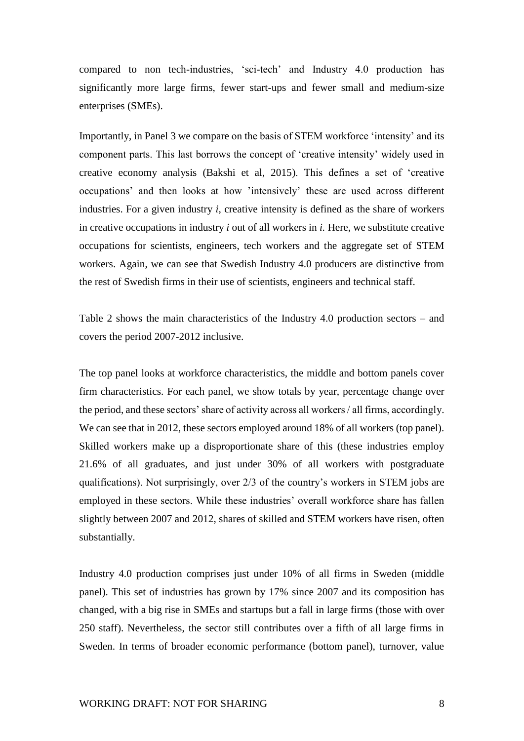compared to non tech-industries, 'sci-tech' and Industry 4.0 production has significantly more large firms, fewer start-ups and fewer small and medium-size enterprises (SMEs).

Importantly, in Panel 3 we compare on the basis of STEM workforce 'intensity' and its component parts. This last borrows the concept of 'creative intensity' widely used in creative economy analysis (Bakshi et al, 2015). This defines a set of 'creative occupations' and then looks at how 'intensively' these are used across different industries. For a given industry *i*, creative intensity is defined as the share of workers in creative occupations in industry *i* out of all workers in *i.* Here, we substitute creative occupations for scientists, engineers, tech workers and the aggregate set of STEM workers. Again, we can see that Swedish Industry 4.0 producers are distinctive from the rest of Swedish firms in their use of scientists, engineers and technical staff.

Table 2 shows the main characteristics of the Industry 4.0 production sectors – and covers the period 2007-2012 inclusive.

The top panel looks at workforce characteristics, the middle and bottom panels cover firm characteristics. For each panel, we show totals by year, percentage change over the period, and these sectors' share of activity across all workers / all firms, accordingly. We can see that in 2012, these sectors employed around 18% of all workers (top panel). Skilled workers make up a disproportionate share of this (these industries employ 21.6% of all graduates, and just under 30% of all workers with postgraduate qualifications). Not surprisingly, over 2/3 of the country's workers in STEM jobs are employed in these sectors. While these industries' overall workforce share has fallen slightly between 2007 and 2012, shares of skilled and STEM workers have risen, often substantially.

Industry 4.0 production comprises just under 10% of all firms in Sweden (middle panel). This set of industries has grown by 17% since 2007 and its composition has changed, with a big rise in SMEs and startups but a fall in large firms (those with over 250 staff). Nevertheless, the sector still contributes over a fifth of all large firms in Sweden. In terms of broader economic performance (bottom panel), turnover, value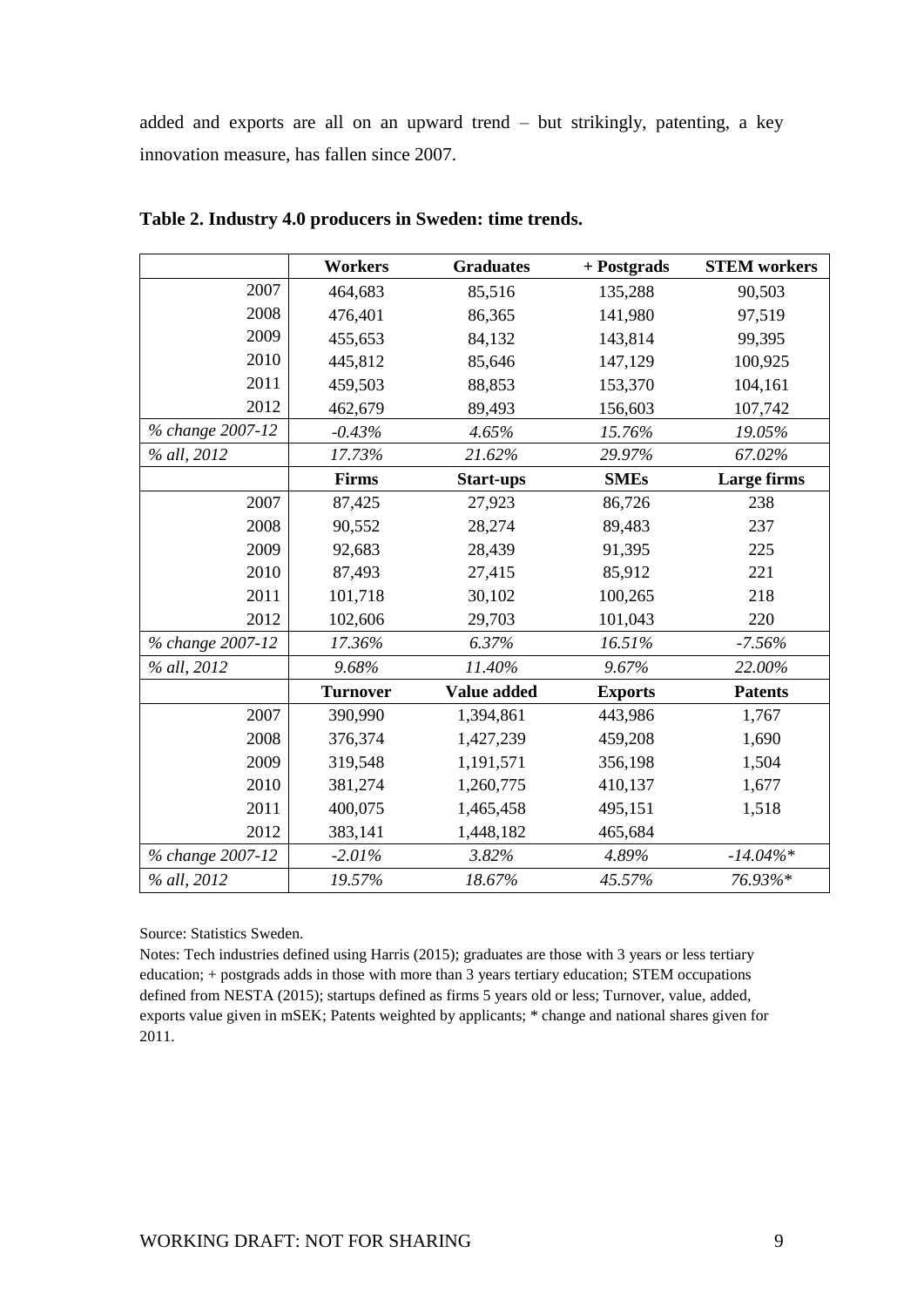added and exports are all on an upward trend – but strikingly, patenting, a key innovation measure, has fallen since 2007.

**Table 2. Industry 4.0 producers in Sweden: time trends.**

| | **Workers** | **Graduates** | **+ Postgrads** | **STEM workers** |
|---|---|---|---|---|
| 2007 | 464,683 | 85,516 | 135,288 | 90,503 |
| 2008 | 476,401 | 86,365 | 141,980 | 97,519 |
| 2009 | 455,653 | 84,132 | 143,814 | 99,395 |
| 2010 | 445,812 | 85,646 | 147,129 | 100,925 |
| 2011 | 459,503 | 88,853 | 153,370 | 104,161 |
| 2012 | 462,679 | 89,493 | 156,603 | 107,742 |
| *% change 2007-12* | *-0.43%* | *4.65%* | *15.76%* | *19.05%* |
| *% all, 2012* | *17.73%* | *21.62%* | *29.97%* | *67.02%* |
| | **Firms** | **Start-ups** | **SMEs** | **Large firms** |
| 2007 | 87,425 | 27,923 | 86,726 | 238 |
| 2008 | 90,552 | 28,274 | 89,483 | 237 |
| 2009 | 92,683 | 28,439 | 91,395 | 225 |
| 2010 | 87,493 | 27,415 | 85,912 | 221 |
| 2011 | 101,718 | 30,102 | 100,265 | 218 |
| 2012 | 102,606 | 29,703 | 101,043 | 220 |
| *% change 2007-12* | *17.36%* | *6.37%* | *16.51%* | *-7.56%* |
| *% all, 2012* | *9.68%* | *11.40%* | *9.67%* | *22.00%* |
| | **Turnover** | **Value added** | **Exports** | **Patents** |
| 2007 | 390,990 | 1,394,861 | 443,986 | 1,767 |
| 2008 | 376,374 | 1,427,239 | 459,208 | 1,690 |
| 2009 | 319,548 | 1,191,571 | 356,198 | 1,504 |
| 2010 | 381,274 | 1,260,775 | 410,137 | 1,677 |
| 2011 | 400,075 | 1,465,458 | 495,151 | 1,518 |
| 2012 | 383,141 | 1,448,182 | 465,684 | |
| *% change 2007-12* | *-2.01%* | *3.82%* | *4.89%* | *-14.04%** |
| *% all, 2012* | *19.57%* | *18.67%* | *45.57%* | *76.93%** |

Source: Statistics Sweden.

Notes: Tech industries defined using Harris (2015); graduates are those with 3 years or less tertiary education; + postgrads adds in those with more than 3 years tertiary education; STEM occupations defined from NESTA (2015); startups defined as firms 5 years old or less; Turnover, value, added, exports value given in mSEK; Patents weighted by applicants; * change and national shares given for 2011.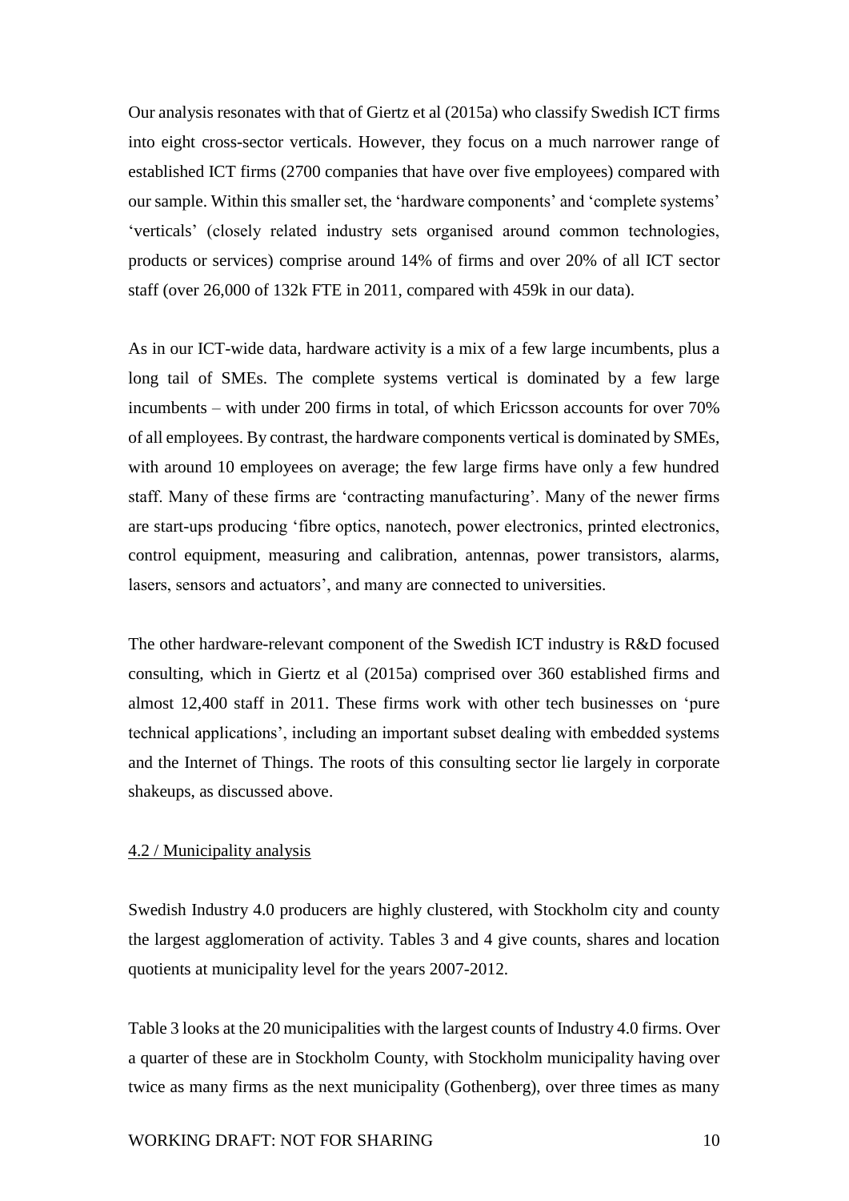Our analysis resonates with that of Giertz et al (2015a) who classify Swedish ICT firms into eight cross-sector verticals. However, they focus on a much narrower range of established ICT firms (2700 companies that have over five employees) compared with our sample. Within this smaller set, the 'hardware components' and 'complete systems' 'verticals' (closely related industry sets organised around common technologies, products or services) comprise around 14% of firms and over 20% of all ICT sector staff (over 26,000 of 132k FTE in 2011, compared with 459k in our data).

As in our ICT-wide data, hardware activity is a mix of a few large incumbents, plus a long tail of SMEs. The complete systems vertical is dominated by a few large incumbents – with under 200 firms in total, of which Ericsson accounts for over 70% of all employees. By contrast, the hardware components vertical is dominated by SMEs, with around 10 employees on average; the few large firms have only a few hundred staff. Many of these firms are 'contracting manufacturing'. Many of the newer firms are start-ups producing 'fibre optics, nanotech, power electronics, printed electronics, control equipment, measuring and calibration, antennas, power transistors, alarms, lasers, sensors and actuators', and many are connected to universities.

The other hardware-relevant component of the Swedish ICT industry is R&D focused consulting, which in Giertz et al (2015a) comprised over 360 established firms and almost 12,400 staff in 2011. These firms work with other tech businesses on 'pure technical applications', including an important subset dealing with embedded systems and the Internet of Things. The roots of this consulting sector lie largely in corporate shakeups, as discussed above.

### 4.2 / Municipality analysis

Swedish Industry 4.0 producers are highly clustered, with Stockholm city and county the largest agglomeration of activity. Tables 3 and 4 give counts, shares and location quotients at municipality level for the years 2007-2012.

Table 3 looks at the 20 municipalities with the largest counts of Industry 4.0 firms. Over a quarter of these are in Stockholm County, with Stockholm municipality having over twice as many firms as the next municipality (Gothenberg), over three times as many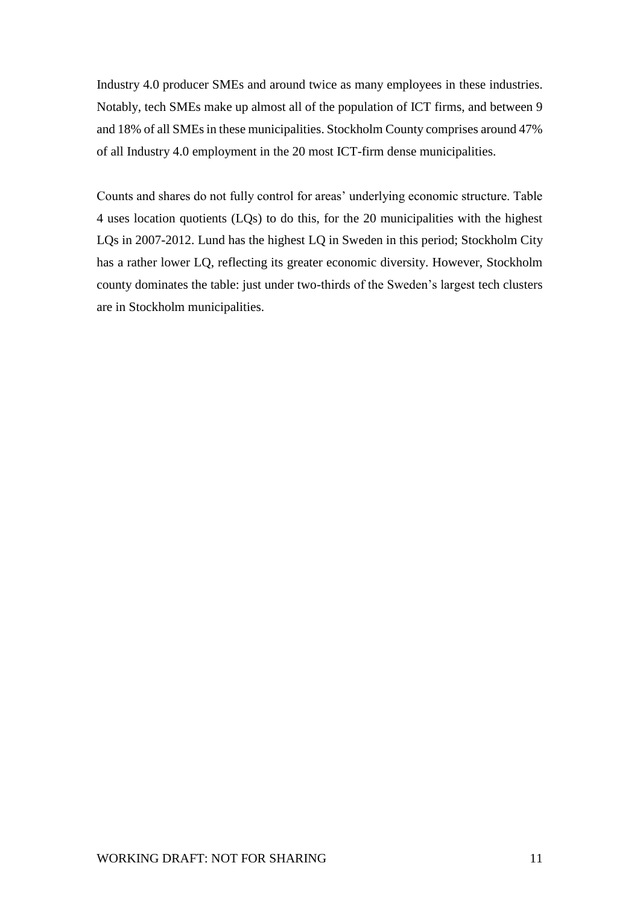Industry 4.0 producer SMEs and around twice as many employees in these industries. Notably, tech SMEs make up almost all of the population of ICT firms, and between 9 and 18% of all SMEs in these municipalities. Stockholm County comprises around 47% of all Industry 4.0 employment in the 20 most ICT-firm dense municipalities.

Counts and shares do not fully control for areas' underlying economic structure. Table 4 uses location quotients (LQs) to do this, for the 20 municipalities with the highest LQs in 2007-2012. Lund has the highest LQ in Sweden in this period; Stockholm City has a rather lower LQ, reflecting its greater economic diversity. However, Stockholm county dominates the table: just under two-thirds of the Sweden's largest tech clusters are in Stockholm municipalities.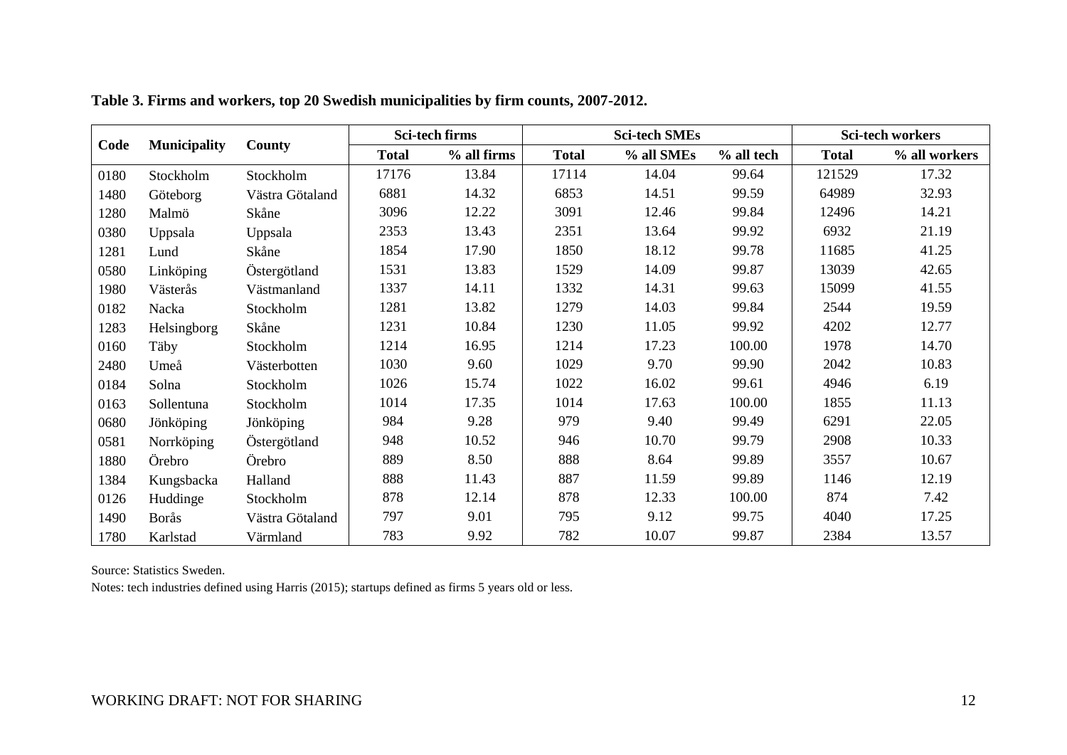**Table 3. Firms and workers, top 20 Swedish municipalities by firm counts, 2007-2012.**

| Code | Municipality | County | Sci-tech firms | | Sci-tech SMEs | | | Sci-tech workers | |
|---|---|---|---|---|---|---|---|---|---|
| | | | Total | % all firms | Total | % all SMEs | % all tech | Total | % all workers |
| 0180 | Stockholm | Stockholm | 17176 | 13.84 | 17114 | 14.04 | 99.64 | 121529 | 17.32 |
| 1480 | Göteborg | Västra Götaland | 6881 | 14.32 | 6853 | 14.51 | 99.59 | 64989 | 32.93 |
| 1280 | Malmö | Skåne | 3096 | 12.22 | 3091 | 12.46 | 99.84 | 12496 | 14.21 |
| 0380 | Uppsala | Uppsala | 2353 | 13.43 | 2351 | 13.64 | 99.92 | 6932 | 21.19 |
| 1281 | Lund | Skåne | 1854 | 17.90 | 1850 | 18.12 | 99.78 | 11685 | 41.25 |
| 0580 | Linköping | Östergötland | 1531 | 13.83 | 1529 | 14.09 | 99.87 | 13039 | 42.65 |
| 1980 | Västerås | Västmanland | 1337 | 14.11 | 1332 | 14.31 | 99.63 | 15099 | 41.55 |
| 0182 | Nacka | Stockholm | 1281 | 13.82 | 1279 | 14.03 | 99.84 | 2544 | 19.59 |
| 1283 | Helsingborg | Skåne | 1231 | 10.84 | 1230 | 11.05 | 99.92 | 4202 | 12.77 |
| 0160 | Täby | Stockholm | 1214 | 16.95 | 1214 | 17.23 | 100.00 | 1978 | 14.70 |
| 2480 | Umeå | Västerbotten | 1030 | 9.60 | 1029 | 9.70 | 99.90 | 2042 | 10.83 |
| 0184 | Solna | Stockholm | 1026 | 15.74 | 1022 | 16.02 | 99.61 | 4946 | 6.19 |
| 0163 | Sollentuna | Stockholm | 1014 | 17.35 | 1014 | 17.63 | 100.00 | 1855 | 11.13 |
| 0680 | Jönköping | Jönköping | 984 | 9.28 | 979 | 9.40 | 99.49 | 6291 | 22.05 |
| 0581 | Norrköping | Östergötland | 948 | 10.52 | 946 | 10.70 | 99.79 | 2908 | 10.33 |
| 1880 | Örebro | Örebro | 889 | 8.50 | 888 | 8.64 | 99.89 | 3557 | 10.67 |
| 1384 | Kungsbacka | Halland | 888 | 11.43 | 887 | 11.59 | 99.89 | 1146 | 12.19 |
| 0126 | Huddinge | Stockholm | 878 | 12.14 | 878 | 12.33 | 100.00 | 874 | 7.42 |
| 1490 | Borås | Västra Götaland | 797 | 9.01 | 795 | 9.12 | 99.75 | 4040 | 17.25 |
| 1780 | Karlstad | Värmland | 783 | 9.92 | 782 | 10.07 | 99.87 | 2384 | 13.57 |

Source: Statistics Sweden.

Notes: tech industries defined using Harris (2015); startups defined as firms 5 years old or less.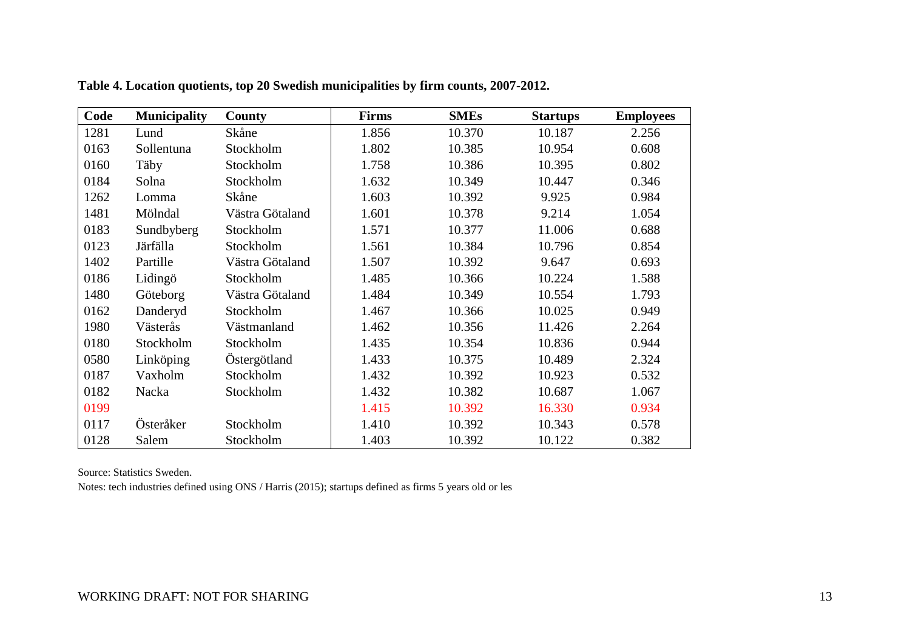**Table 4. Location quotients, top 20 Swedish municipalities by firm counts, 2007-2012.**

| Code | Municipality | County | Firms | SMEs | Startups | Employees |
|---|---|---|---|---|---|---|
| 1281 | Lund | Skåne | 1.856 | 10.370 | 10.187 | 2.256 |
| 0163 | Sollentuna | Stockholm | 1.802 | 10.385 | 10.954 | 0.608 |
| 0160 | Täby | Stockholm | 1.758 | 10.386 | 10.395 | 0.802 |
| 0184 | Solna | Stockholm | 1.632 | 10.349 | 10.447 | 0.346 |
| 1262 | Lomma | Skåne | 1.603 | 10.392 | 9.925 | 0.984 |
| 1481 | Mölndal | Västra Götaland | 1.601 | 10.378 | 9.214 | 1.054 |
| 0183 | Sundbyberg | Stockholm | 1.571 | 10.377 | 11.006 | 0.688 |
| 0123 | Järfälla | Stockholm | 1.561 | 10.384 | 10.796 | 0.854 |
| 1402 | Partille | Västra Götaland | 1.507 | 10.392 | 9.647 | 0.693 |
| 0186 | Lidingö | Stockholm | 1.485 | 10.366 | 10.224 | 1.588 |
| 1480 | Göteborg | Västra Götaland | 1.484 | 10.349 | 10.554 | 1.793 |
| 0162 | Danderyd | Stockholm | 1.467 | 10.366 | 10.025 | 0.949 |
| 1980 | Västerås | Västmanland | 1.462 | 10.356 | 11.426 | 2.264 |
| 0180 | Stockholm | Stockholm | 1.435 | 10.354 | 10.836 | 0.944 |
| 0580 | Linköping | Östergötland | 1.433 | 10.375 | 10.489 | 2.324 |
| 0187 | Vaxholm | Stockholm | 1.432 | 10.392 | 10.923 | 0.532 |
| 0182 | Nacka | Stockholm | 1.432 | 10.382 | 10.687 | 1.067 |
| 0199 | | | 1.415 | 10.392 | 16.330 | 0.934 |
| 0117 | Österåker | Stockholm | 1.410 | 10.392 | 10.343 | 0.578 |
| 0128 | Salem | Stockholm | 1.403 | 10.392 | 10.122 | 0.382 |

Source: Statistics Sweden.

Notes: tech industries defined using ONS / Harris (2015); startups defined as firms 5 years old or les

WORKING DRAFT: NOT FOR SHARING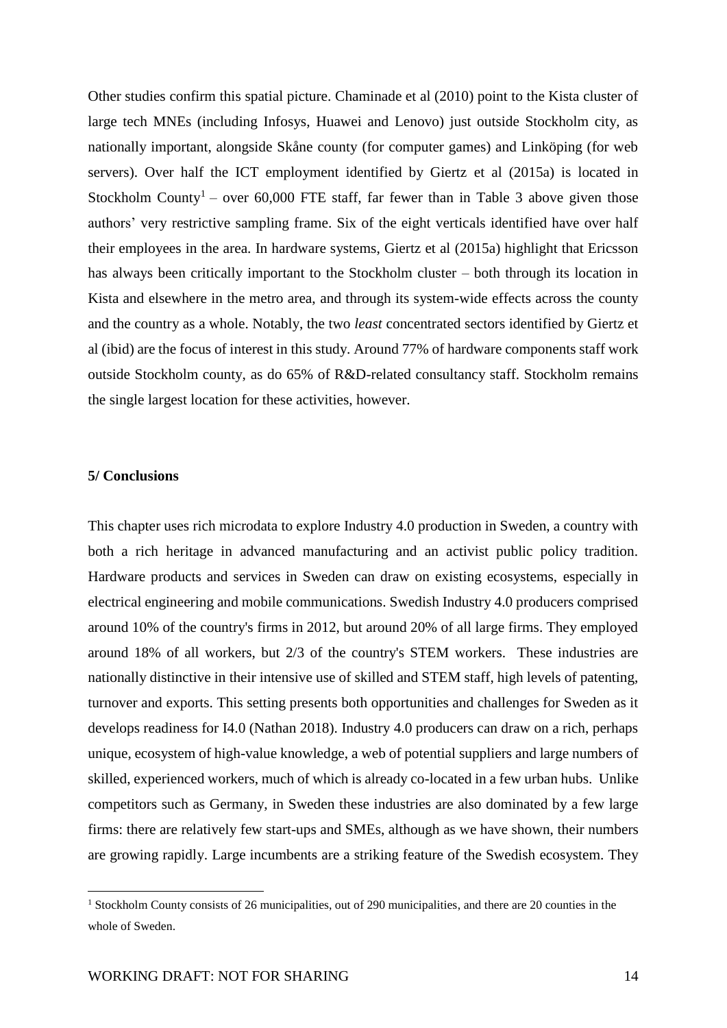Other studies confirm this spatial picture. Chaminade et al (2010) point to the Kista cluster of large tech MNEs (including Infosys, Huawei and Lenovo) just outside Stockholm city, as nationally important, alongside Skåne county (for computer games) and Linköping (for web servers). Over half the ICT employment identified by Giertz et al (2015a) is located in Stockholm County[1] – over 60,000 FTE staff, far fewer than in Table 3 above given those authors' very restrictive sampling frame. Six of the eight verticals identified have over half their employees in the area. In hardware systems, Giertz et al (2015a) highlight that Ericsson has always been critically important to the Stockholm cluster – both through its location in Kista and elsewhere in the metro area, and through its system-wide effects across the county and the country as a whole. Notably, the two *least* concentrated sectors identified by Giertz et al (ibid) are the focus of interest in this study. Around 77% of hardware components staff work outside Stockholm county, as do 65% of R&D-related consultancy staff. Stockholm remains the single largest location for these activities, however.

**5/ Conclusions**

This chapter uses rich microdata to explore Industry 4.0 production in Sweden, a country with both a rich heritage in advanced manufacturing and an activist public policy tradition. Hardware products and services in Sweden can draw on existing ecosystems, especially in electrical engineering and mobile communications. Swedish Industry 4.0 producers comprised around 10% of the country's firms in 2012, but around 20% of all large firms. They employed around 18% of all workers, but 2/3 of the country's STEM workers. These industries are nationally distinctive in their intensive use of skilled and STEM staff, high levels of patenting, turnover and exports. This setting presents both opportunities and challenges for Sweden as it develops readiness for I4.0 (Nathan 2018). Industry 4.0 producers can draw on a rich, perhaps unique, ecosystem of high-value knowledge, a web of potential suppliers and large numbers of skilled, experienced workers, much of which is already co-located in a few urban hubs. Unlike competitors such as Germany, in Sweden these industries are also dominated by a few large firms: there are relatively few start-ups and SMEs, although as we have shown, their numbers are growing rapidly. Large incumbents are a striking feature of the Swedish ecosystem. They

[1] Stockholm County consists of 26 municipalities, out of 290 municipalities, and there are 20 counties in the whole of Sweden.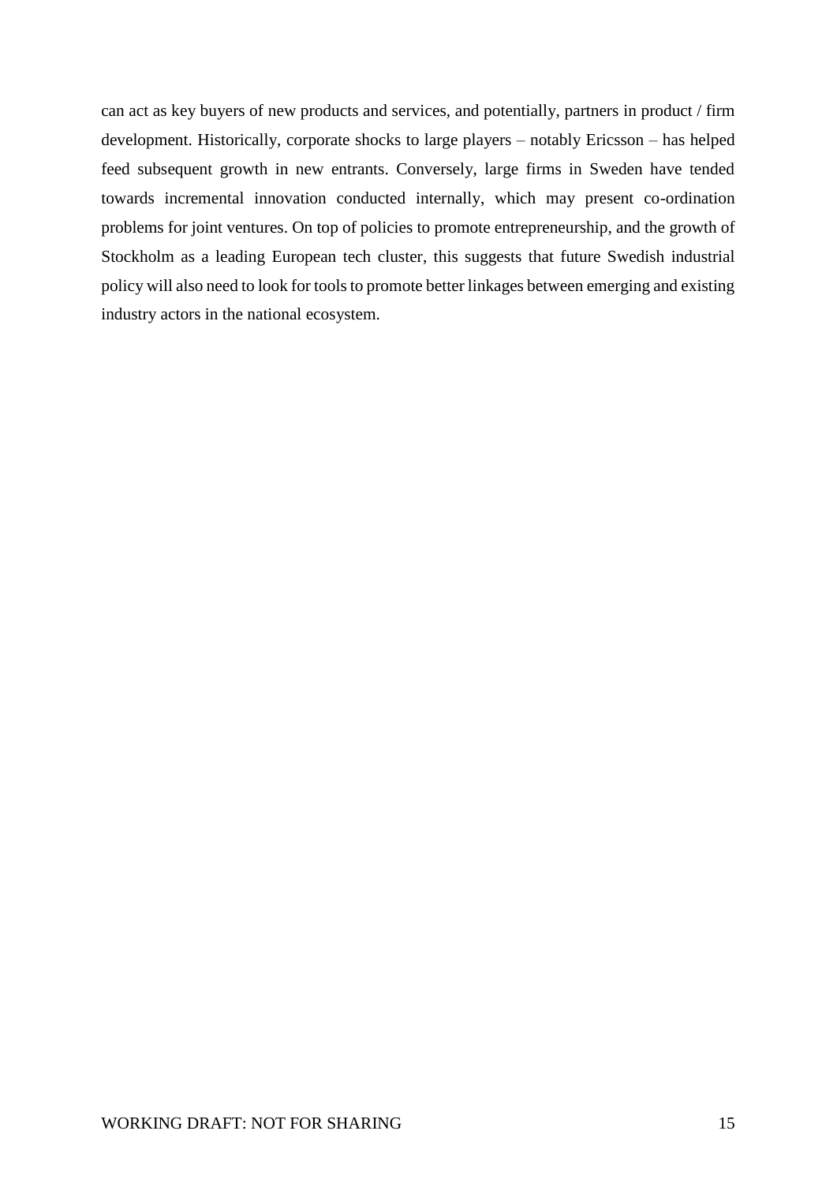can act as key buyers of new products and services, and potentially, partners in product / firm development. Historically, corporate shocks to large players – notably Ericsson – has helped feed subsequent growth in new entrants. Conversely, large firms in Sweden have tended towards incremental innovation conducted internally, which may present co-ordination problems for joint ventures. On top of policies to promote entrepreneurship, and the growth of Stockholm as a leading European tech cluster, this suggests that future Swedish industrial policy will also need to look for tools to promote better linkages between emerging and existing industry actors in the national ecosystem.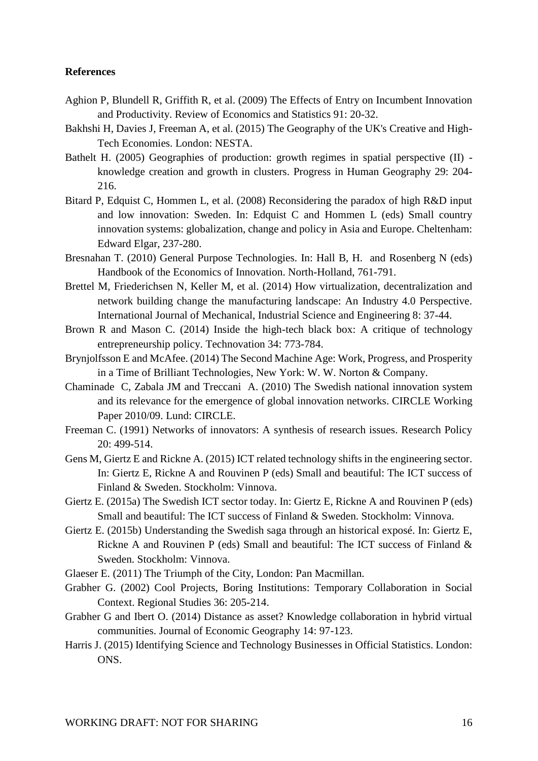**References**

Aghion P, Blundell R, Griffith R, et al. (2009) The Effects of Entry on Incumbent Innovation and Productivity. Review of Economics and Statistics 91: 20-32.

Bakhshi H, Davies J, Freeman A, et al. (2015) The Geography of the UK's Creative and High-Tech Economies. London: NESTA.

Bathelt H. (2005) Geographies of production: growth regimes in spatial perspective (II) - knowledge creation and growth in clusters. Progress in Human Geography 29: 204-216.

Bitard P, Edquist C, Hommen L, et al. (2008) Reconsidering the paradox of high R&D input and low innovation: Sweden. In: Edquist C and Hommen L (eds) Small country innovation systems: globalization, change and policy in Asia and Europe. Cheltenham: Edward Elgar, 237-280.

Bresnahan T. (2010) General Purpose Technologies. In: Hall B, H. and Rosenberg N (eds) Handbook of the Economics of Innovation. North-Holland, 761-791.

Brettel M, Friederichsen N, Keller M, et al. (2014) How virtualization, decentralization and network building change the manufacturing landscape: An Industry 4.0 Perspective. International Journal of Mechanical, Industrial Science and Engineering 8: 37-44.

Brown R and Mason C. (2014) Inside the high-tech black box: A critique of technology entrepreneurship policy. Technovation 34: 773-784.

Brynjolfsson E and McAfee. (2014) The Second Machine Age: Work, Progress, and Prosperity in a Time of Brilliant Technologies, New York: W. W. Norton & Company.

Chaminade C, Zabala JM and Treccani A. (2010) The Swedish national innovation system and its relevance for the emergence of global innovation networks. CIRCLE Working Paper 2010/09. Lund: CIRCLE.

Freeman C. (1991) Networks of innovators: A synthesis of research issues. Research Policy 20: 499-514.

Gens M, Giertz E and Rickne A. (2015) ICT related technology shifts in the engineering sector. In: Giertz E, Rickne A and Rouvinen P (eds) Small and beautiful: The ICT success of Finland & Sweden. Stockholm: Vinnova.

Giertz E. (2015a) The Swedish ICT sector today. In: Giertz E, Rickne A and Rouvinen P (eds) Small and beautiful: The ICT success of Finland & Sweden. Stockholm: Vinnova.

Giertz E. (2015b) Understanding the Swedish saga through an historical exposé. In: Giertz E, Rickne A and Rouvinen P (eds) Small and beautiful: The ICT success of Finland & Sweden. Stockholm: Vinnova.

Glaeser E. (2011) The Triumph of the City, London: Pan Macmillan.

Grabher G. (2002) Cool Projects, Boring Institutions: Temporary Collaboration in Social Context. Regional Studies 36: 205-214.

Grabher G and Ibert O. (2014) Distance as asset? Knowledge collaboration in hybrid virtual communities. Journal of Economic Geography 14: 97-123.

Harris J. (2015) Identifying Science and Technology Businesses in Official Statistics. London: ONS.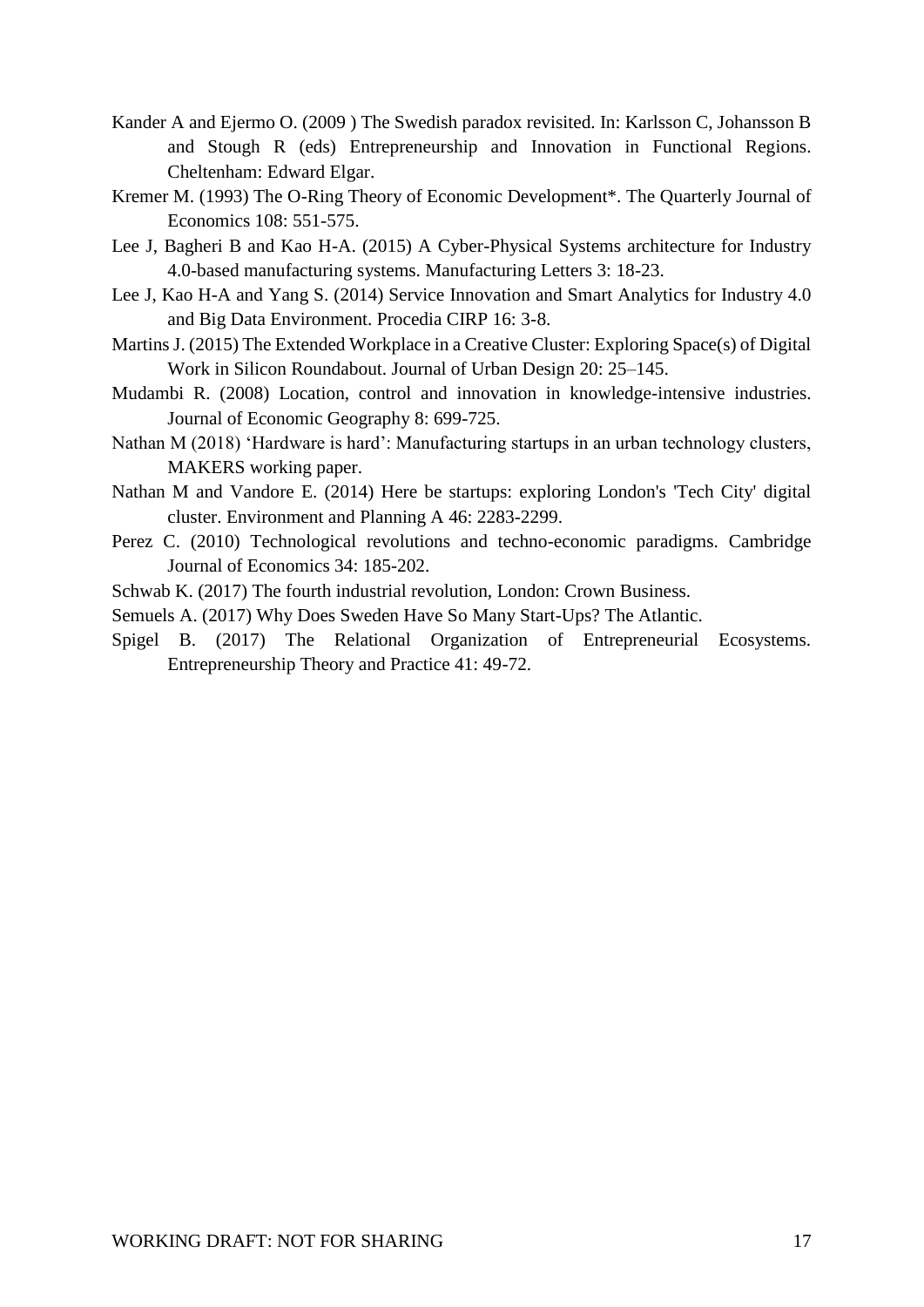Kander A and Ejermo O. (2009 ) The Swedish paradox revisited. In: Karlsson C, Johansson B and Stough R (eds) Entrepreneurship and Innovation in Functional Regions. Cheltenham: Edward Elgar.

Kremer M. (1993) The O-Ring Theory of Economic Development*. The Quarterly Journal of Economics 108: 551-575.

Lee J, Bagheri B and Kao H-A. (2015) A Cyber-Physical Systems architecture for Industry 4.0-based manufacturing systems. Manufacturing Letters 3: 18-23.

Lee J, Kao H-A and Yang S. (2014) Service Innovation and Smart Analytics for Industry 4.0 and Big Data Environment. Procedia CIRP 16: 3-8.

Martins J. (2015) The Extended Workplace in a Creative Cluster: Exploring Space(s) of Digital Work in Silicon Roundabout. Journal of Urban Design 20: 25–145.

Mudambi R. (2008) Location, control and innovation in knowledge-intensive industries. Journal of Economic Geography 8: 699-725.

Nathan M (2018) 'Hardware is hard': Manufacturing startups in an urban technology clusters, MAKERS working paper.

Nathan M and Vandore E. (2014) Here be startups: exploring London's 'Tech City' digital cluster. Environment and Planning A 46: 2283-2299.

Perez C. (2010) Technological revolutions and techno-economic paradigms. Cambridge Journal of Economics 34: 185-202.

Schwab K. (2017) The fourth industrial revolution, London: Crown Business.

Semuels A. (2017) Why Does Sweden Have So Many Start-Ups? The Atlantic.

Spigel B. (2017) The Relational Organization of Entrepreneurial Ecosystems. Entrepreneurship Theory and Practice 41: 49-72.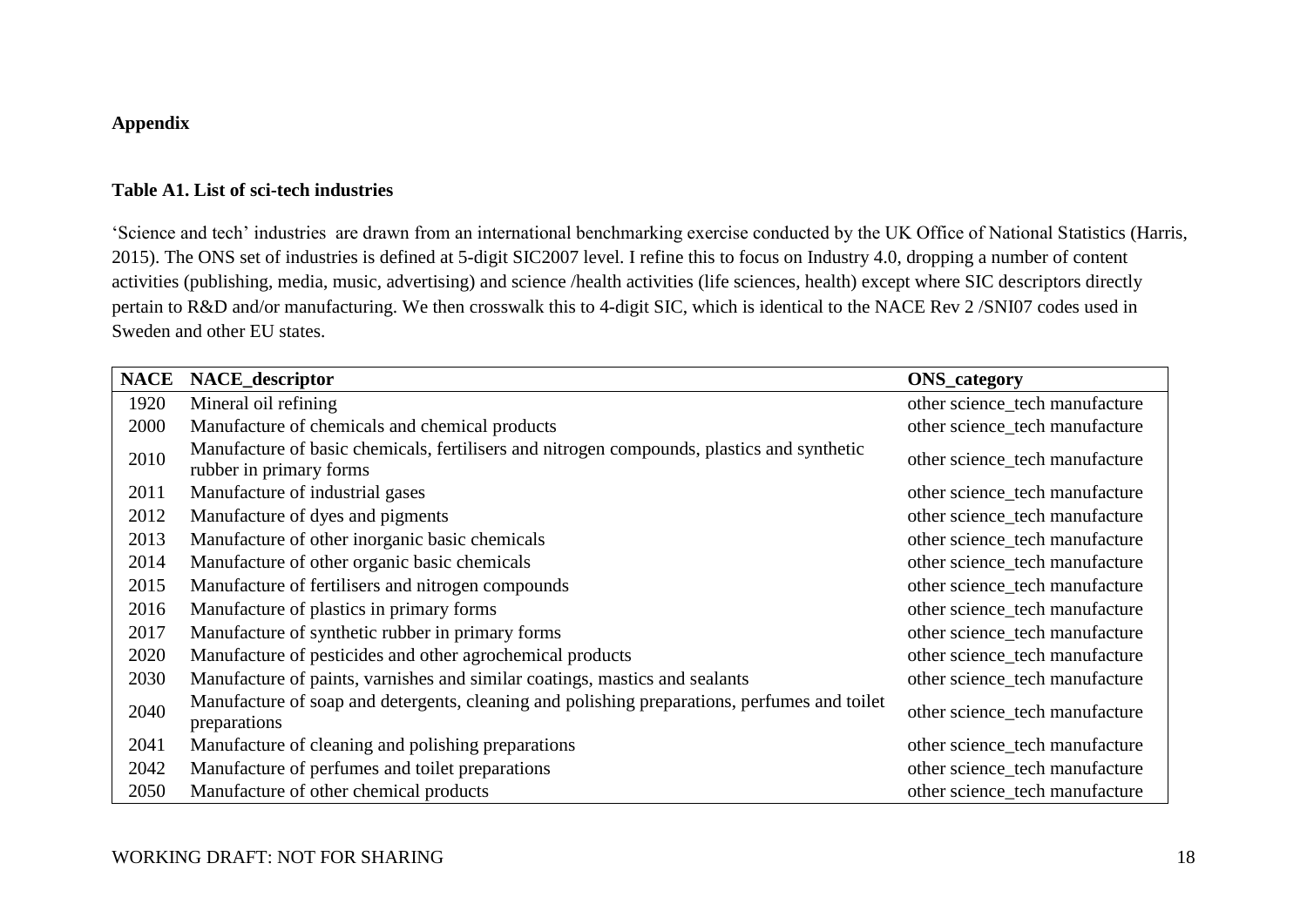**Appendix**

**Table A1. List of sci-tech industries**

'Science and tech' industries are drawn from an international benchmarking exercise conducted by the UK Office of National Statistics (Harris, 2015). The ONS set of industries is defined at 5-digit SIC2007 level. I refine this to focus on Industry 4.0, dropping a number of content activities (publishing, media, music, advertising) and science /health activities (life sciences, health) except where SIC descriptors directly pertain to R&D and/or manufacturing. We then crosswalk this to 4-digit SIC, which is identical to the NACE Rev 2 /SNI07 codes used in Sweden and other EU states.

| NACE | NACE_descriptor | ONS_category |
|---|---|---|
| 1920 | Mineral oil refining | other science_tech manufacture |
| 2000 | Manufacture of chemicals and chemical products | other science_tech manufacture |
| 2010 | Manufacture of basic chemicals, fertilisers and nitrogen compounds, plastics and synthetic rubber in primary forms | other science_tech manufacture |
| 2011 | Manufacture of industrial gases | other science_tech manufacture |
| 2012 | Manufacture of dyes and pigments | other science_tech manufacture |
| 2013 | Manufacture of other inorganic basic chemicals | other science_tech manufacture |
| 2014 | Manufacture of other organic basic chemicals | other science_tech manufacture |
| 2015 | Manufacture of fertilisers and nitrogen compounds | other science_tech manufacture |
| 2016 | Manufacture of plastics in primary forms | other science_tech manufacture |
| 2017 | Manufacture of synthetic rubber in primary forms | other science_tech manufacture |
| 2020 | Manufacture of pesticides and other agrochemical products | other science_tech manufacture |
| 2030 | Manufacture of paints, varnishes and similar coatings, mastics and sealants | other science_tech manufacture |
| 2040 | Manufacture of soap and detergents, cleaning and polishing preparations, perfumes and toilet preparations | other science_tech manufacture |
| 2041 | Manufacture of cleaning and polishing preparations | other science_tech manufacture |
| 2042 | Manufacture of perfumes and toilet preparations | other science_tech manufacture |
| 2050 | Manufacture of other chemical products | other science_tech manufacture |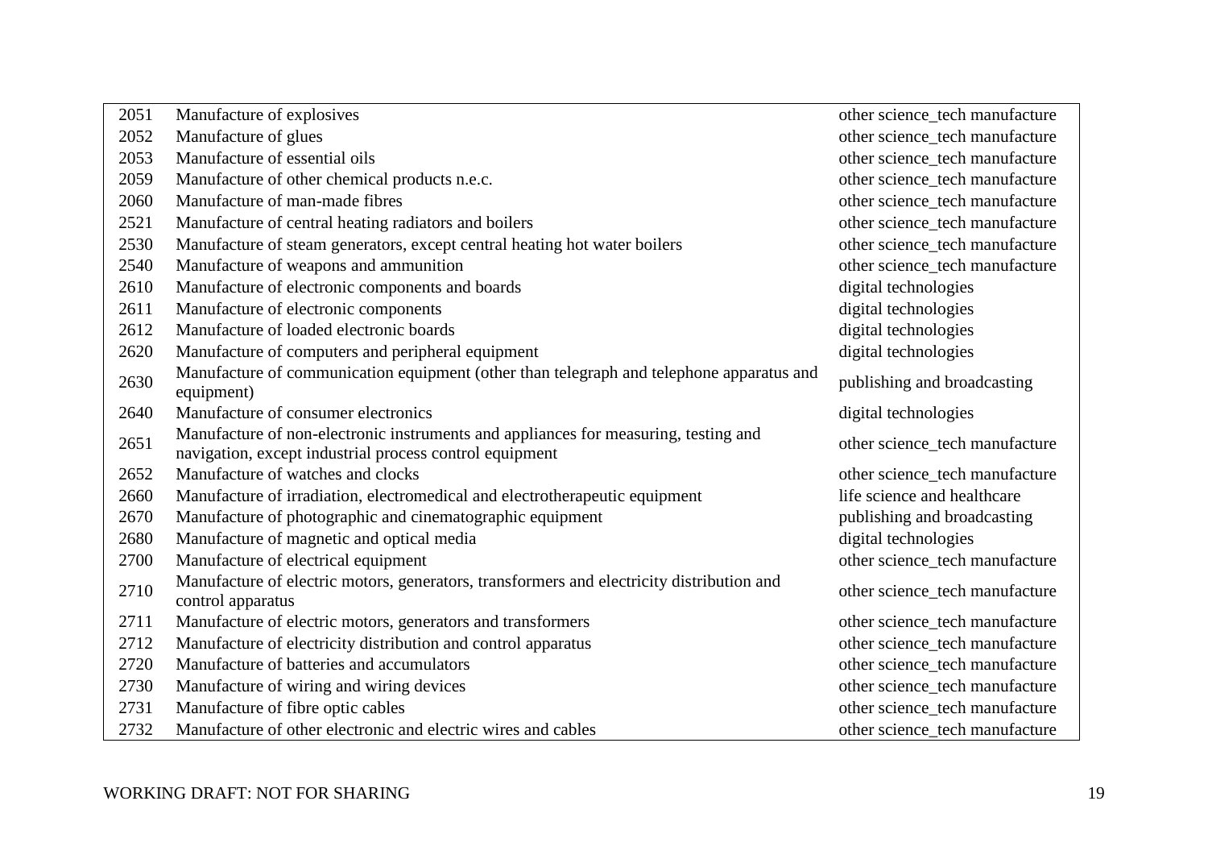| | | |
|---|---|---|
| 2051 | Manufacture of explosives | other science_tech manufacture |
| 2052 | Manufacture of glues | other science_tech manufacture |
| 2053 | Manufacture of essential oils | other science_tech manufacture |
| 2059 | Manufacture of other chemical products n.e.c. | other science_tech manufacture |
| 2060 | Manufacture of man-made fibres | other science_tech manufacture |
| 2521 | Manufacture of central heating radiators and boilers | other science_tech manufacture |
| 2530 | Manufacture of steam generators, except central heating hot water boilers | other science_tech manufacture |
| 2540 | Manufacture of weapons and ammunition | other science_tech manufacture |
| 2610 | Manufacture of electronic components and boards | digital technologies |
| 2611 | Manufacture of electronic components | digital technologies |
| 2612 | Manufacture of loaded electronic boards | digital technologies |
| 2620 | Manufacture of computers and peripheral equipment | digital technologies |
| 2630 | Manufacture of communication equipment (other than telegraph and telephone apparatus and equipment) | publishing and broadcasting |
| 2640 | Manufacture of consumer electronics | digital technologies |
| 2651 | Manufacture of non-electronic instruments and appliances for measuring, testing and navigation, except industrial process control equipment | other science_tech manufacture |
| 2652 | Manufacture of watches and clocks | other science_tech manufacture |
| 2660 | Manufacture of irradiation, electromedical and electrotherapeutic equipment | life science and healthcare |
| 2670 | Manufacture of photographic and cinematographic equipment | publishing and broadcasting |
| 2680 | Manufacture of magnetic and optical media | digital technologies |
| 2700 | Manufacture of electrical equipment | other science_tech manufacture |
| 2710 | Manufacture of electric motors, generators, transformers and electricity distribution and control apparatus | other science_tech manufacture |
| 2711 | Manufacture of electric motors, generators and transformers | other science_tech manufacture |
| 2712 | Manufacture of electricity distribution and control apparatus | other science_tech manufacture |
| 2720 | Manufacture of batteries and accumulators | other science_tech manufacture |
| 2730 | Manufacture of wiring and wiring devices | other science_tech manufacture |
| 2731 | Manufacture of fibre optic cables | other science_tech manufacture |
| 2732 | Manufacture of other electronic and electric wires and cables | other science_tech manufacture |

WORKING DRAFT: NOT FOR SHARING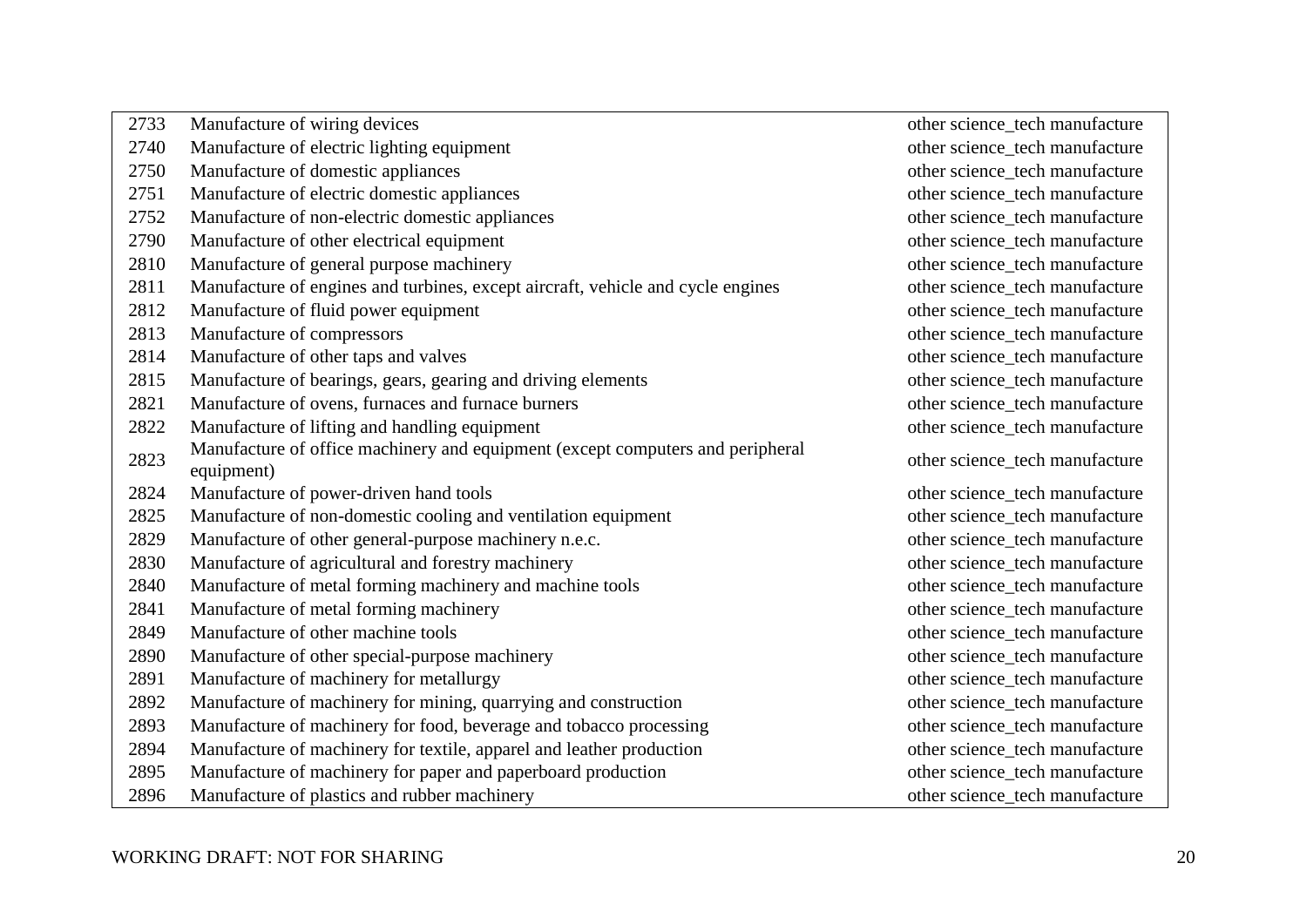| | | |
|---|---|---|
| 2733 | Manufacture of wiring devices | other science_tech manufacture |
| 2740 | Manufacture of electric lighting equipment | other science_tech manufacture |
| 2750 | Manufacture of domestic appliances | other science_tech manufacture |
| 2751 | Manufacture of electric domestic appliances | other science_tech manufacture |
| 2752 | Manufacture of non-electric domestic appliances | other science_tech manufacture |
| 2790 | Manufacture of other electrical equipment | other science_tech manufacture |
| 2810 | Manufacture of general purpose machinery | other science_tech manufacture |
| 2811 | Manufacture of engines and turbines, except aircraft, vehicle and cycle engines | other science_tech manufacture |
| 2812 | Manufacture of fluid power equipment | other science_tech manufacture |
| 2813 | Manufacture of compressors | other science_tech manufacture |
| 2814 | Manufacture of other taps and valves | other science_tech manufacture |
| 2815 | Manufacture of bearings, gears, gearing and driving elements | other science_tech manufacture |
| 2821 | Manufacture of ovens, furnaces and furnace burners | other science_tech manufacture |
| 2822 | Manufacture of lifting and handling equipment | other science_tech manufacture |
| 2823 | Manufacture of office machinery and equipment (except computers and peripheral equipment) | other science_tech manufacture |
| 2824 | Manufacture of power-driven hand tools | other science_tech manufacture |
| 2825 | Manufacture of non-domestic cooling and ventilation equipment | other science_tech manufacture |
| 2829 | Manufacture of other general-purpose machinery n.e.c. | other science_tech manufacture |
| 2830 | Manufacture of agricultural and forestry machinery | other science_tech manufacture |
| 2840 | Manufacture of metal forming machinery and machine tools | other science_tech manufacture |
| 2841 | Manufacture of metal forming machinery | other science_tech manufacture |
| 2849 | Manufacture of other machine tools | other science_tech manufacture |
| 2890 | Manufacture of other special-purpose machinery | other science_tech manufacture |
| 2891 | Manufacture of machinery for metallurgy | other science_tech manufacture |
| 2892 | Manufacture of machinery for mining, quarrying and construction | other science_tech manufacture |
| 2893 | Manufacture of machinery for food, beverage and tobacco processing | other science_tech manufacture |
| 2894 | Manufacture of machinery for textile, apparel and leather production | other science_tech manufacture |
| 2895 | Manufacture of machinery for paper and paperboard production | other science_tech manufacture |
| 2896 | Manufacture of plastics and rubber machinery | other science_tech manufacture |

WORKING DRAFT: NOT FOR SHARING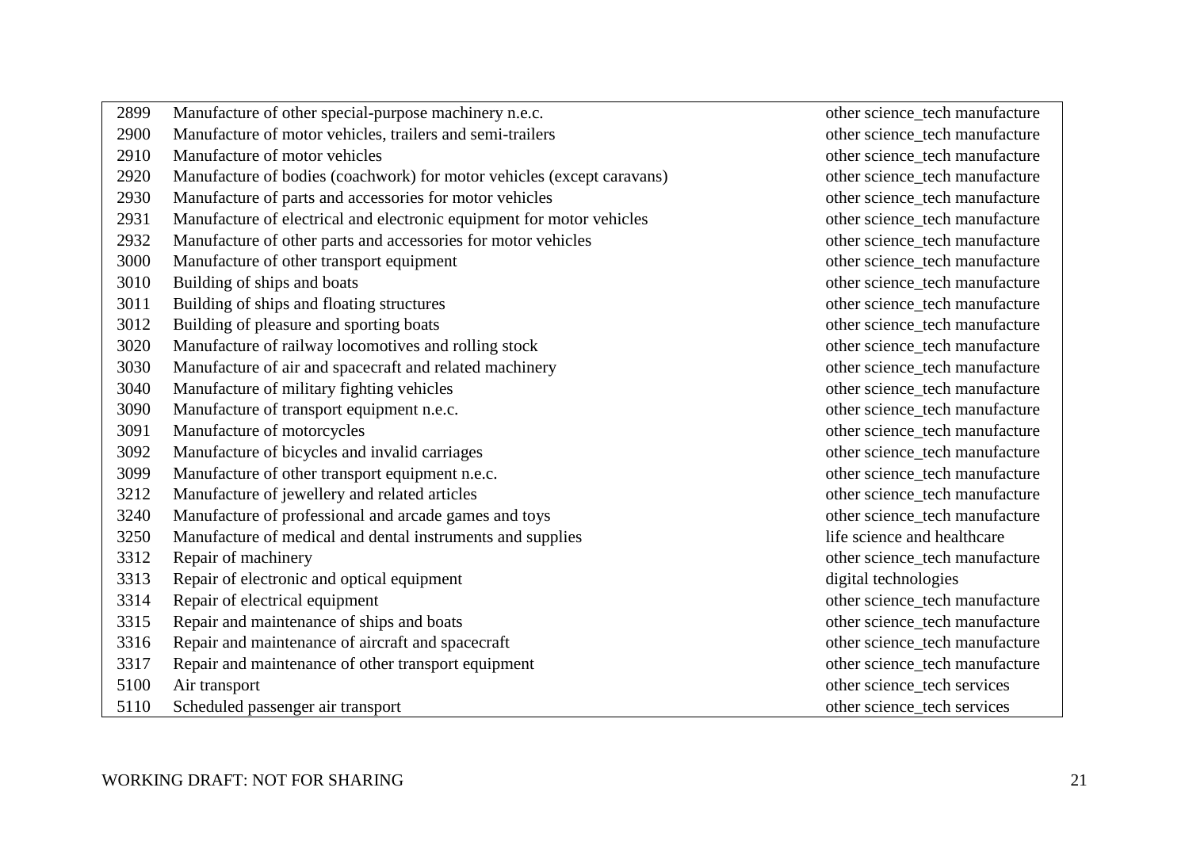| | | |
|---|---|---|
| 2899 | Manufacture of other special-purpose machinery n.e.c. | other science_tech manufacture |
| 2900 | Manufacture of motor vehicles, trailers and semi-trailers | other science_tech manufacture |
| 2910 | Manufacture of motor vehicles | other science_tech manufacture |
| 2920 | Manufacture of bodies (coachwork) for motor vehicles (except caravans) | other science_tech manufacture |
| 2930 | Manufacture of parts and accessories for motor vehicles | other science_tech manufacture |
| 2931 | Manufacture of electrical and electronic equipment for motor vehicles | other science_tech manufacture |
| 2932 | Manufacture of other parts and accessories for motor vehicles | other science_tech manufacture |
| 3000 | Manufacture of other transport equipment | other science_tech manufacture |
| 3010 | Building of ships and boats | other science_tech manufacture |
| 3011 | Building of ships and floating structures | other science_tech manufacture |
| 3012 | Building of pleasure and sporting boats | other science_tech manufacture |
| 3020 | Manufacture of railway locomotives and rolling stock | other science_tech manufacture |
| 3030 | Manufacture of air and spacecraft and related machinery | other science_tech manufacture |
| 3040 | Manufacture of military fighting vehicles | other science_tech manufacture |
| 3090 | Manufacture of transport equipment n.e.c. | other science_tech manufacture |
| 3091 | Manufacture of motorcycles | other science_tech manufacture |
| 3092 | Manufacture of bicycles and invalid carriages | other science_tech manufacture |
| 3099 | Manufacture of other transport equipment n.e.c. | other science_tech manufacture |
| 3212 | Manufacture of jewellery and related articles | other science_tech manufacture |
| 3240 | Manufacture of professional and arcade games and toys | other science_tech manufacture |
| 3250 | Manufacture of medical and dental instruments and supplies | life science and healthcare |
| 3312 | Repair of machinery | other science_tech manufacture |
| 3313 | Repair of electronic and optical equipment | digital technologies |
| 3314 | Repair of electrical equipment | other science_tech manufacture |
| 3315 | Repair and maintenance of ships and boats | other science_tech manufacture |
| 3316 | Repair and maintenance of aircraft and spacecraft | other science_tech manufacture |
| 3317 | Repair and maintenance of other transport equipment | other science_tech manufacture |
| 5100 | Air transport | other science_tech services |
| 5110 | Scheduled passenger air transport | other science_tech services |

WORKING DRAFT: NOT FOR SHARING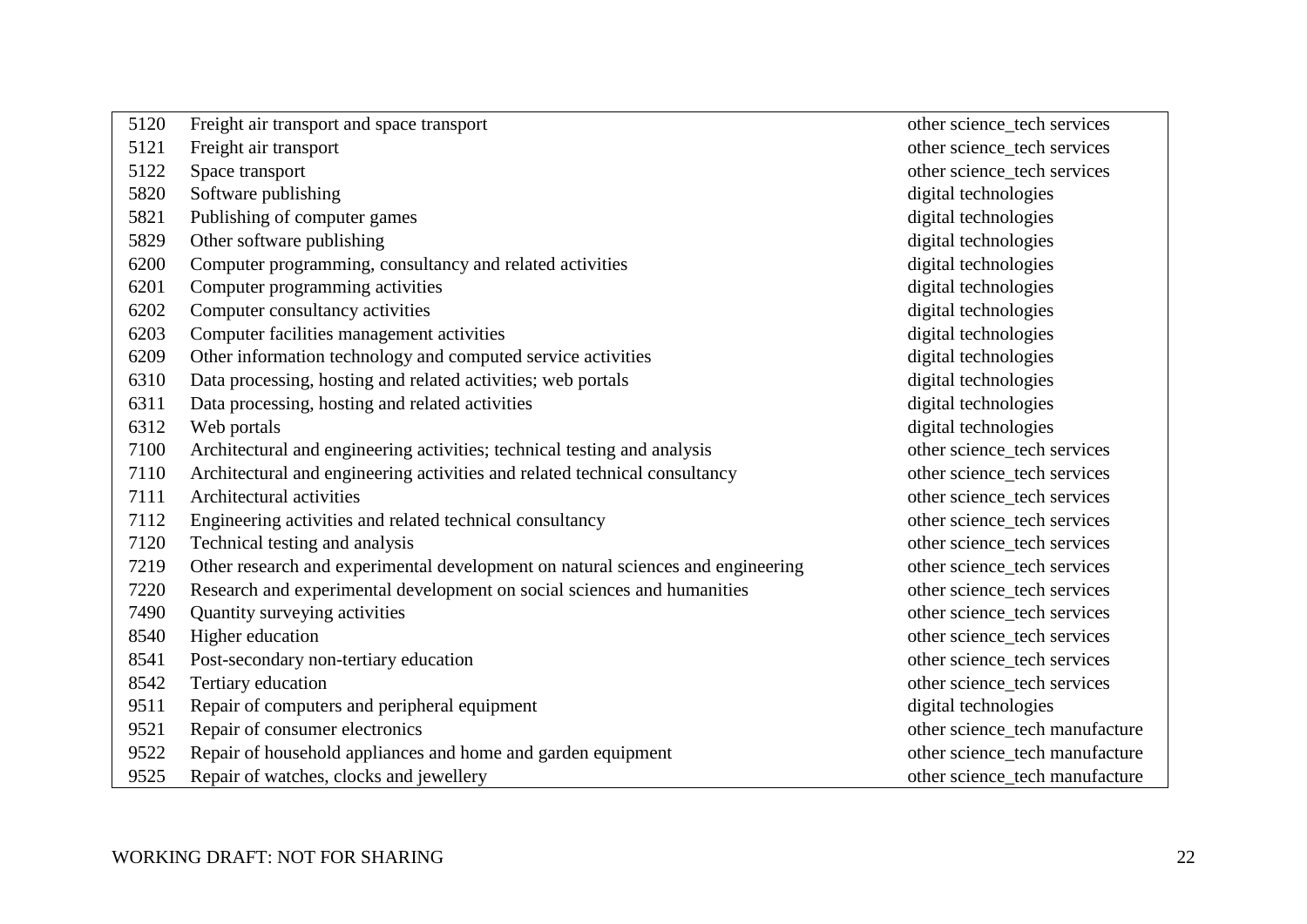| | | |
|---|---|---|
| 5120 | Freight air transport and space transport | other science_tech services |
| 5121 | Freight air transport | other science_tech services |
| 5122 | Space transport | other science_tech services |
| 5820 | Software publishing | digital technologies |
| 5821 | Publishing of computer games | digital technologies |
| 5829 | Other software publishing | digital technologies |
| 6200 | Computer programming, consultancy and related activities | digital technologies |
| 6201 | Computer programming activities | digital technologies |
| 6202 | Computer consultancy activities | digital technologies |
| 6203 | Computer facilities management activities | digital technologies |
| 6209 | Other information technology and computed service activities | digital technologies |
| 6310 | Data processing, hosting and related activities; web portals | digital technologies |
| 6311 | Data processing, hosting and related activities | digital technologies |
| 6312 | Web portals | digital technologies |
| 7100 | Architectural and engineering activities; technical testing and analysis | other science_tech services |
| 7110 | Architectural and engineering activities and related technical consultancy | other science_tech services |
| 7111 | Architectural activities | other science_tech services |
| 7112 | Engineering activities and related technical consultancy | other science_tech services |
| 7120 | Technical testing and analysis | other science_tech services |
| 7219 | Other research and experimental development on natural sciences and engineering | other science_tech services |
| 7220 | Research and experimental development on social sciences and humanities | other science_tech services |
| 7490 | Quantity surveying activities | other science_tech services |
| 8540 | Higher education | other science_tech services |
| 8541 | Post-secondary non-tertiary education | other science_tech services |
| 8542 | Tertiary education | other science_tech services |
| 9511 | Repair of computers and peripheral equipment | digital technologies |
| 9521 | Repair of consumer electronics | other science_tech manufacture |
| 9522 | Repair of household appliances and home and garden equipment | other science_tech manufacture |
| 9525 | Repair of watches, clocks and jewellery | other science_tech manufacture |

WORKING DRAFT: NOT FOR SHARING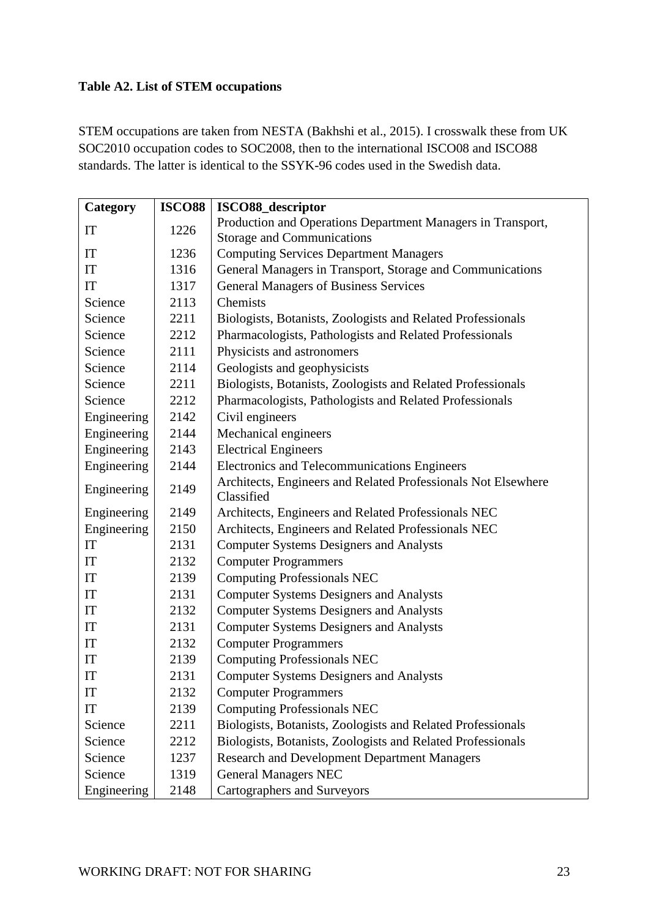**Table A2. List of STEM occupations**

STEM occupations are taken from NESTA (Bakhshi et al., 2015). I crosswalk these from UK SOC2010 occupation codes to SOC2008, then to the international ISCO08 and ISCO88 standards. The latter is identical to the SSYK-96 codes used in the Swedish data.

| Category | ISCO88 | ISCO88_descriptor |
|---|---|---|
| IT | 1226 | Production and Operations Department Managers in Transport, Storage and Communications |
| IT | 1236 | Computing Services Department Managers |
| IT | 1316 | General Managers in Transport, Storage and Communications |
| IT | 1317 | General Managers of Business Services |
| Science | 2113 | Chemists |
| Science | 2211 | Biologists, Botanists, Zoologists and Related Professionals |
| Science | 2212 | Pharmacologists, Pathologists and Related Professionals |
| Science | 2111 | Physicists and astronomers |
| Science | 2114 | Geologists and geophysicists |
| Science | 2211 | Biologists, Botanists, Zoologists and Related Professionals |
| Science | 2212 | Pharmacologists, Pathologists and Related Professionals |
| Engineering | 2142 | Civil engineers |
| Engineering | 2144 | Mechanical engineers |
| Engineering | 2143 | Electrical Engineers |
| Engineering | 2144 | Electronics and Telecommunications Engineers |
| Engineering | 2149 | Architects, Engineers and Related Professionals Not Elsewhere Classified |
| Engineering | 2149 | Architects, Engineers and Related Professionals NEC |
| Engineering | 2150 | Architects, Engineers and Related Professionals NEC |
| IT | 2131 | Computer Systems Designers and Analysts |
| IT | 2132 | Computer Programmers |
| IT | 2139 | Computing Professionals NEC |
| IT | 2131 | Computer Systems Designers and Analysts |
| IT | 2132 | Computer Systems Designers and Analysts |
| IT | 2131 | Computer Systems Designers and Analysts |
| IT | 2132 | Computer Programmers |
| IT | 2139 | Computing Professionals NEC |
| IT | 2131 | Computer Systems Designers and Analysts |
| IT | 2132 | Computer Programmers |
| IT | 2139 | Computing Professionals NEC |
| Science | 2211 | Biologists, Botanists, Zoologists and Related Professionals |
| Science | 2212 | Biologists, Botanists, Zoologists and Related Professionals |
| Science | 1237 | Research and Development Department Managers |
| Science | 1319 | General Managers NEC |
| Engineering | 2148 | Cartographers and Surveyors |

WORKING DRAFT: NOT FOR SHARING